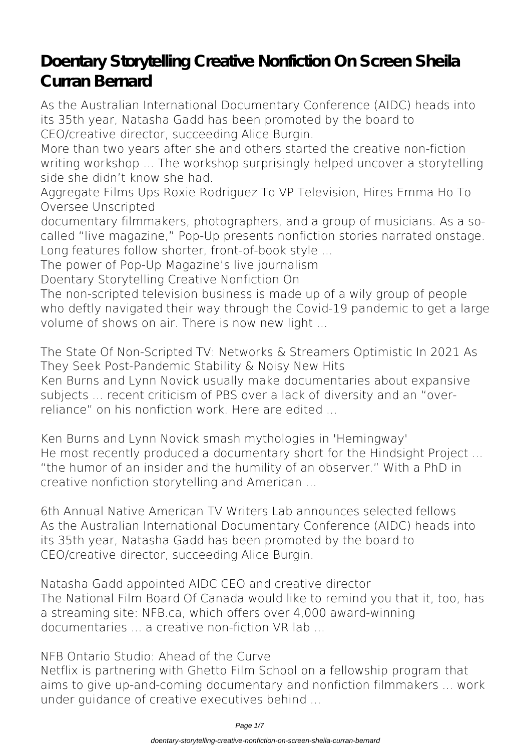# Doentary Storytelling Creative Nonfiction On Screen Sheila Curran Bernard

As the Australian International Documentary Conference (AIDC) heads into its 35th year, Natasha Gadd has been promoted by the board to CEO/creative director, succeeding Alice Burgin.

More than two years after she and others started the creative non-fiction writing workshop ... The workshop surprisingly helped uncover a storytelling side she didn't know she had.

Aggregate Films Ups Roxie Rodriguez To VP Television, Hires Emma Ho To Oversee Unscripted

documentary filmmakers, photographers, and a group of musicians. As a so-called "live magazine," Pop-Up presents nonfiction stories narrated onstage. Long features follow shorter, front-of-book style ...

The power of Pop-Up Magazine's live journalism

Doentary Storytelling Creative Nonfiction On

The non-scripted television business is made up of a wily group of people who deftly navigated their way through the Covid-19 pandemic to get a large volume of shows on air. There is now new light ...

**The State Of Non-Scripted TV: Networks & Streamers Optimistic In 2021 As They Seek Post-Pandemic Stability & Noisy New Hits**

Ken Burns and Lynn Novick usually make documentaries about expansive subjects ... recent criticism of PBS over a lack of diversity and an "over-reliance" on his nonfiction work. Here are edited ...

**Ken Burns and Lynn Novick smash mythologies in 'Hemingway'**

He most recently produced a documentary short for the Hindsight Project ... "the humor of an insider and the humility of an observer." With a PhD in creative nonfiction storytelling and American ...

**6th Annual Native American TV Writers Lab announces selected fellows**

As the Australian International Documentary Conference (AIDC) heads into its 35th year, Natasha Gadd has been promoted by the board to CEO/creative director, succeeding Alice Burgin.

**Natasha Gadd appointed AIDC CEO and creative director**

The National Film Board Of Canada would like to remind you that it, too, has a streaming site: NFB.ca, which offers over 4,000 award-winning documentaries ... a creative non-fiction VR lab ...

**NFB Ontario Studio: Ahead of the Curve**

Netflix is partnering with Ghetto Film School on a fellowship program that aims to give up-and-coming documentary and nonfiction filmmakers ... work under guidance of creative executives behind ...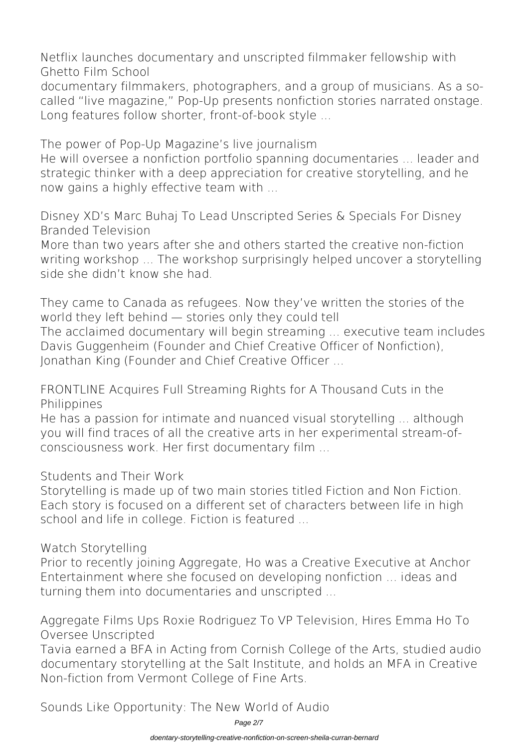**Netflix launches documentary and unscripted filmmaker fellowship with Ghetto Film School**

documentary filmmakers, photographers, and a group of musicians. As a so-called "live magazine," Pop-Up presents nonfiction stories narrated onstage. Long features follow shorter, front-of-book style ...

**The power of Pop-Up Magazine's live journalism**

He will oversee a nonfiction portfolio spanning documentaries ... leader and strategic thinker with a deep appreciation for creative storytelling, and he now gains a highly effective team with ...

**Disney XD's Marc Buhaj To Lead Unscripted Series & Specials For Disney Branded Television**

More than two years after she and others started the creative non-fiction writing workshop ... The workshop surprisingly helped uncover a storytelling side she didn't know she had.

**They came to Canada as refugees. Now they've written the stories of the world they left behind — stories only they could tell**

The acclaimed documentary will begin streaming ... executive team includes Davis Guggenheim (Founder and Chief Creative Officer of Nonfiction), Jonathan King (Founder and Chief Creative Officer ...

**FRONTLINE Acquires Full Streaming Rights for A Thousand Cuts in the Philippines**

He has a passion for intimate and nuanced visual storytelling ... although you will find traces of all the creative arts in her experimental stream-of-consciousness work. Her first documentary film ...

**Students and Their Work**

Storytelling is made up of two main stories titled Fiction and Non Fiction. Each story is focused on a different set of characters between life in high school and life in college. Fiction is featured ...

**Watch Storytelling**

Prior to recently joining Aggregate, Ho was a Creative Executive at Anchor Entertainment where she focused on developing nonfiction ... ideas and turning them into documentaries and unscripted ...

**Aggregate Films Ups Roxie Rodriguez To VP Television, Hires Emma Ho To Oversee Unscripted**

Tavia earned a BFA in Acting from Cornish College of the Arts, studied audio documentary storytelling at the Salt Institute, and holds an MFA in Creative Non-fiction from Vermont College of Fine Arts.

**Sounds Like Opportunity: The New World of Audio**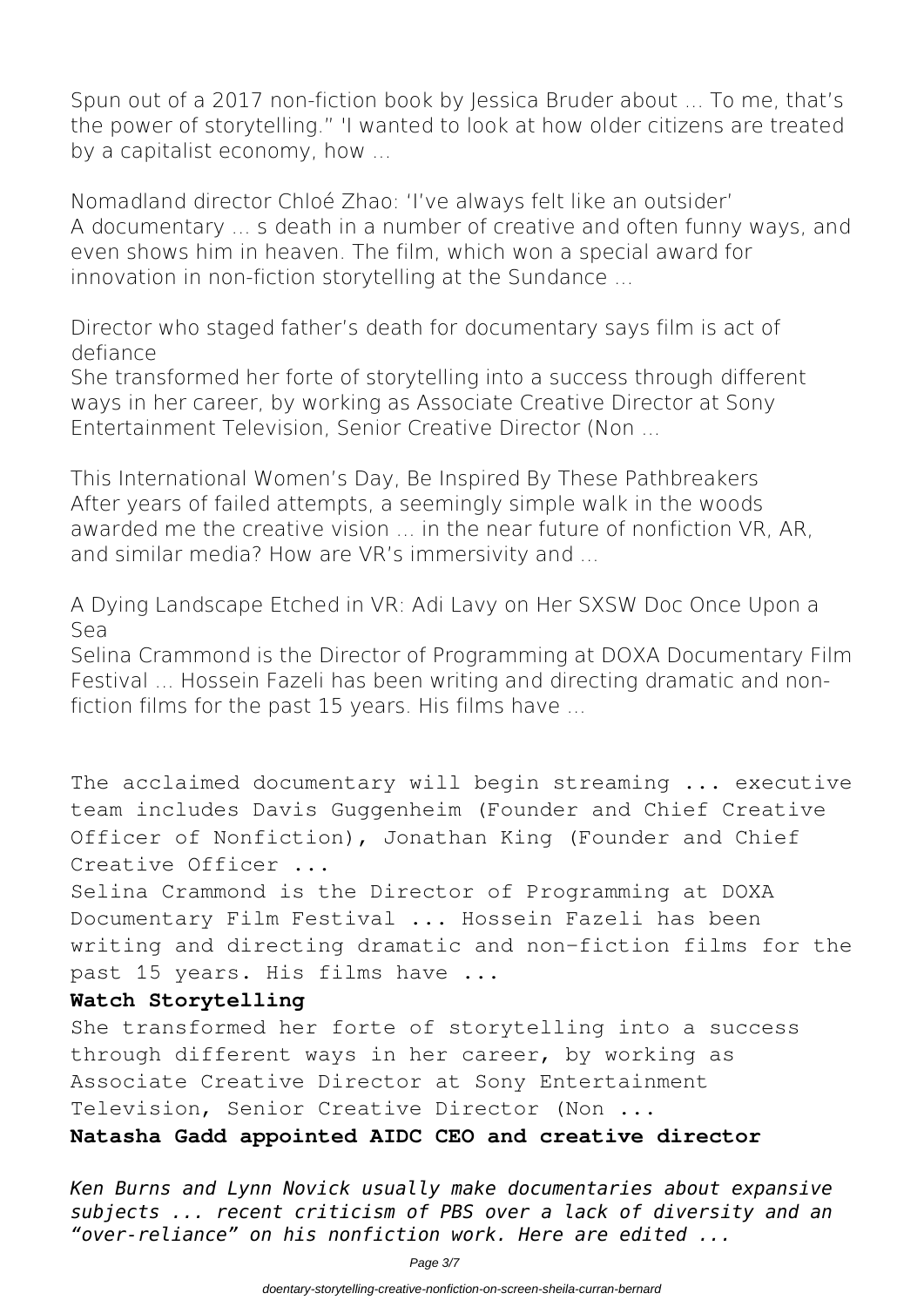Spun out of a 2017 non-fiction book by Jessica Bruder about ... To me, that's the power of storytelling." 'I wanted to look at how older citizens are treated by a capitalist economy, how ...

Nomadland director Chloé Zhao: 'I've always felt like an outsider'
A documentary ... s death in a number of creative and often funny ways, and even shows him in heaven. The film, which won a special award for innovation in non-fiction storytelling at the Sundance ...

Director who staged father's death for documentary says film is act of defiance
She transformed her forte of storytelling into a success through different ways in her career, by working as Associate Creative Director at Sony Entertainment Television, Senior Creative Director (Non ...

This International Women's Day, Be Inspired By These Pathbreakers
After years of failed attempts, a seemingly simple walk in the woods awarded me the creative vision ... in the near future of nonfiction VR, AR, and similar media? How are VR's immersivity and ...

A Dying Landscape Etched in VR: Adi Lavy on Her SXSW Doc Once Upon a Sea
Selina Crammond is the Director of Programming at DOXA Documentary Film Festival ... Hossein Fazeli has been writing and directing dramatic and non-fiction films for the past 15 years. His films have ...

The acclaimed documentary will begin streaming ... executive team includes Davis Guggenheim (Founder and Chief Creative Officer of Nonfiction), Jonathan King (Founder and Chief Creative Officer ...

Selina Crammond is the Director of Programming at DOXA Documentary Film Festival ... Hossein Fazeli has been writing and directing dramatic and non-fiction films for the past 15 years. His films have ...

**Watch Storytelling**

She transformed her forte of storytelling into a success through different ways in her career, by working as Associate Creative Director at Sony Entertainment Television, Senior Creative Director (Non ...

**Natasha Gadd appointed AIDC CEO and creative director**

*Ken Burns and Lynn Novick usually make documentaries about expansive subjects ... recent criticism of PBS over a lack of diversity and an "over-reliance" on his nonfiction work. Here are edited ...*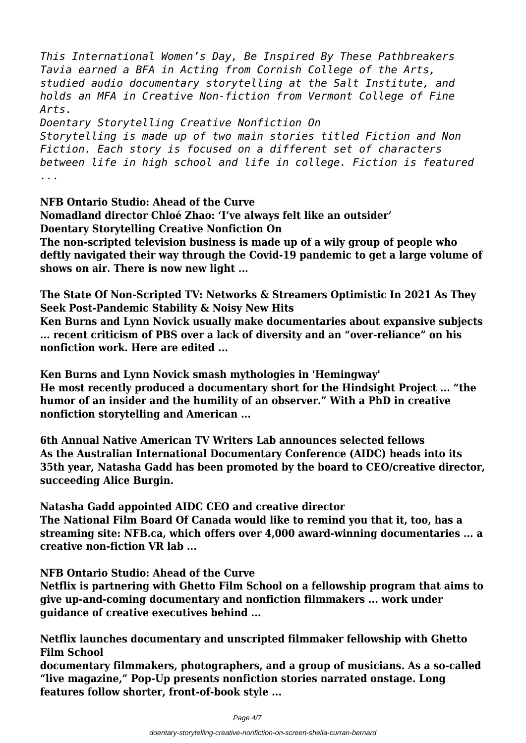*This International Women's Day, Be Inspired By These Pathbreakers Tavia earned a BFA in Acting from Cornish College of the Arts, studied audio documentary storytelling at the Salt Institute, and holds an MFA in Creative Non-fiction from Vermont College of Fine Arts.*

*Doentary Storytelling Creative Nonfiction On*

*Storytelling is made up of two main stories titled Fiction and Non Fiction. Each story is focused on a different set of characters between life in high school and life in college. Fiction is featured ...*

**NFB Ontario Studio: Ahead of the Curve**

**Nomadland director Chloé Zhao: 'I've always felt like an outsider'**

**Doentary Storytelling Creative Nonfiction On**

**The non-scripted television business is made up of a wily group of people who deftly navigated their way through the Covid-19 pandemic to get a large volume of shows on air. There is now new light ...**

**The State Of Non-Scripted TV: Networks & Streamers Optimistic In 2021 As They Seek Post-Pandemic Stability & Noisy New Hits**

**Ken Burns and Lynn Novick usually make documentaries about expansive subjects ... recent criticism of PBS over a lack of diversity and an "over-reliance" on his nonfiction work. Here are edited ...**

**Ken Burns and Lynn Novick smash mythologies in 'Hemingway'**

**He most recently produced a documentary short for the Hindsight Project ... "the humor of an insider and the humility of an observer." With a PhD in creative nonfiction storytelling and American ...**

**6th Annual Native American TV Writers Lab announces selected fellows**

**As the Australian International Documentary Conference (AIDC) heads into its 35th year, Natasha Gadd has been promoted by the board to CEO/creative director, succeeding Alice Burgin.**

**Natasha Gadd appointed AIDC CEO and creative director**

**The National Film Board Of Canada would like to remind you that it, too, has a streaming site: NFB.ca, which offers over 4,000 award-winning documentaries ... a creative non-fiction VR lab ...**

**NFB Ontario Studio: Ahead of the Curve**

**Netflix is partnering with Ghetto Film School on a fellowship program that aims to give up-and-coming documentary and nonfiction filmmakers ... work under guidance of creative executives behind ...**

**Netflix launches documentary and unscripted filmmaker fellowship with Ghetto Film School**

**documentary filmmakers, photographers, and a group of musicians. As a so-called "live magazine," Pop-Up presents nonfiction stories narrated onstage. Long features follow shorter, front-of-book style ...**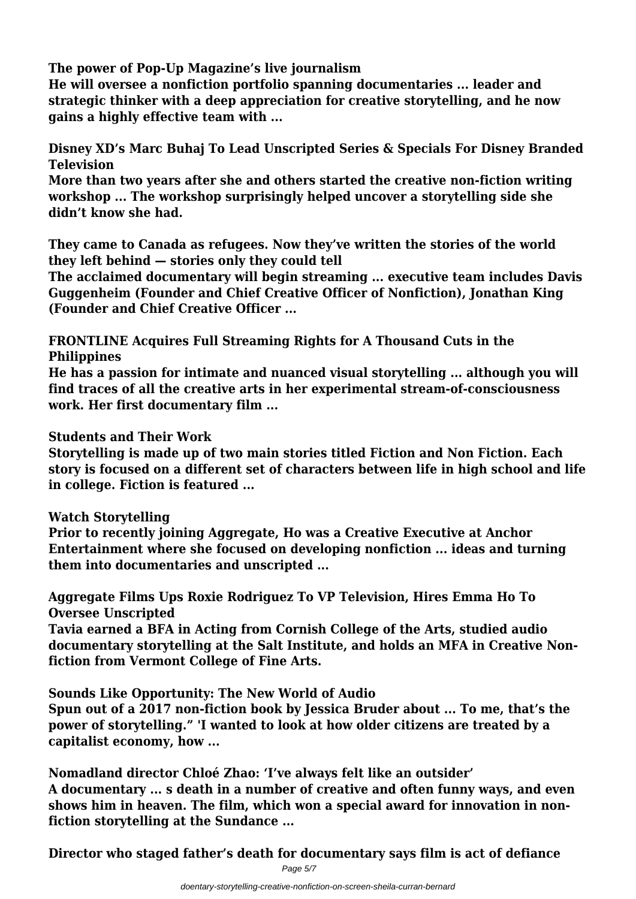**The power of Pop-Up Magazine's live journalism**

**He will oversee a nonfiction portfolio spanning documentaries ... leader and strategic thinker with a deep appreciation for creative storytelling, and he now gains a highly effective team with ...**

**Disney XD's Marc Buhaj To Lead Unscripted Series & Specials For Disney Branded Television**

**More than two years after she and others started the creative non-fiction writing workshop ... The workshop surprisingly helped uncover a storytelling side she didn't know she had.**

**They came to Canada as refugees. Now they've written the stories of the world they left behind — stories only they could tell**

**The acclaimed documentary will begin streaming ... executive team includes Davis Guggenheim (Founder and Chief Creative Officer of Nonfiction), Jonathan King (Founder and Chief Creative Officer ...**

**FRONTLINE Acquires Full Streaming Rights for A Thousand Cuts in the Philippines**

**He has a passion for intimate and nuanced visual storytelling ... although you will find traces of all the creative arts in her experimental stream-of-consciousness work. Her first documentary film ...**

**Students and Their Work**

**Storytelling is made up of two main stories titled Fiction and Non Fiction. Each story is focused on a different set of characters between life in high school and life in college. Fiction is featured ...**

**Watch Storytelling**

**Prior to recently joining Aggregate, Ho was a Creative Executive at Anchor Entertainment where she focused on developing nonfiction ... ideas and turning them into documentaries and unscripted ...**

**Aggregate Films Ups Roxie Rodriguez To VP Television, Hires Emma Ho To Oversee Unscripted**

**Tavia earned a BFA in Acting from Cornish College of the Arts, studied audio documentary storytelling at the Salt Institute, and holds an MFA in Creative Non-fiction from Vermont College of Fine Arts.**

**Sounds Like Opportunity: The New World of Audio**

**Spun out of a 2017 non-fiction book by Jessica Bruder about ... To me, that's the power of storytelling." 'I wanted to look at how older citizens are treated by a capitalist economy, how ...**

**Nomadland director Chloé Zhao: 'I've always felt like an outsider'**

**A documentary ... s death in a number of creative and often funny ways, and even shows him in heaven. The film, which won a special award for innovation in non-fiction storytelling at the Sundance ...**

**Director who staged father's death for documentary says film is act of defiance**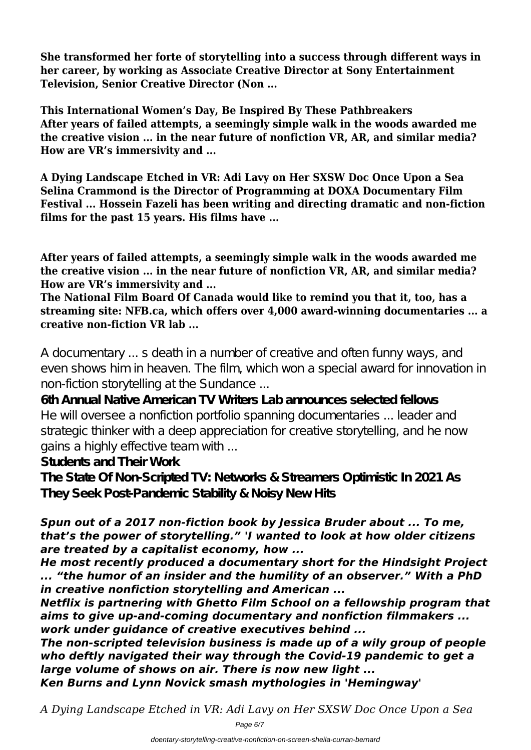**She transformed her forte of storytelling into a success through different ways in her career, by working as Associate Creative Director at Sony Entertainment Television, Senior Creative Director (Non ...**

**This International Women's Day, Be Inspired By These Pathbreakers**
**After years of failed attempts, a seemingly simple walk in the woods awarded me the creative vision ... in the near future of nonfiction VR, AR, and similar media? How are VR's immersivity and ...**

**A Dying Landscape Etched in VR: Adi Lavy on Her SXSW Doc Once Upon a Sea**
**Selina Crammond is the Director of Programming at DOXA Documentary Film Festival ... Hossein Fazeli has been writing and directing dramatic and non-fiction films for the past 15 years. His films have ...**

**After years of failed attempts, a seemingly simple walk in the woods awarded me the creative vision ... in the near future of nonfiction VR, AR, and similar media? How are VR's immersivity and ...**
**The National Film Board Of Canada would like to remind you that it, too, has a streaming site: NFB.ca, which offers over 4,000 award-winning documentaries ... a creative non-fiction VR lab ...**

A documentary ... s death in a number of creative and often funny ways, and even shows him in heaven. The film, which won a special award for innovation in non-fiction storytelling at the Sundance ...

**6th Annual Native American TV Writers Lab announces selected fellows**

He will oversee a nonfiction portfolio spanning documentaries ... leader and strategic thinker with a deep appreciation for creative storytelling, and he now gains a highly effective team with ...

**Students and Their Work**

**The State Of Non-Scripted TV: Networks & Streamers Optimistic In 2021 As They Seek Post-Pandemic Stability & Noisy New Hits**

***Spun out of a 2017 non-fiction book by Jessica Bruder about ... To me, that's the power of storytelling." 'I wanted to look at how older citizens are treated by a capitalist economy, how ...***

***He most recently produced a documentary short for the Hindsight Project ... "the humor of an insider and the humility of an observer." With a PhD in creative nonfiction storytelling and American ...***

***Netflix is partnering with Ghetto Film School on a fellowship program that aims to give up-and-coming documentary and nonfiction filmmakers ... work under guidance of creative executives behind ...***

***The non-scripted television business is made up of a wily group of people who deftly navigated their way through the Covid-19 pandemic to get a large volume of shows on air. There is now new light ...***

***Ken Burns and Lynn Novick smash mythologies in 'Hemingway'***

*A Dying Landscape Etched in VR: Adi Lavy on Her SXSW Doc Once Upon a Sea*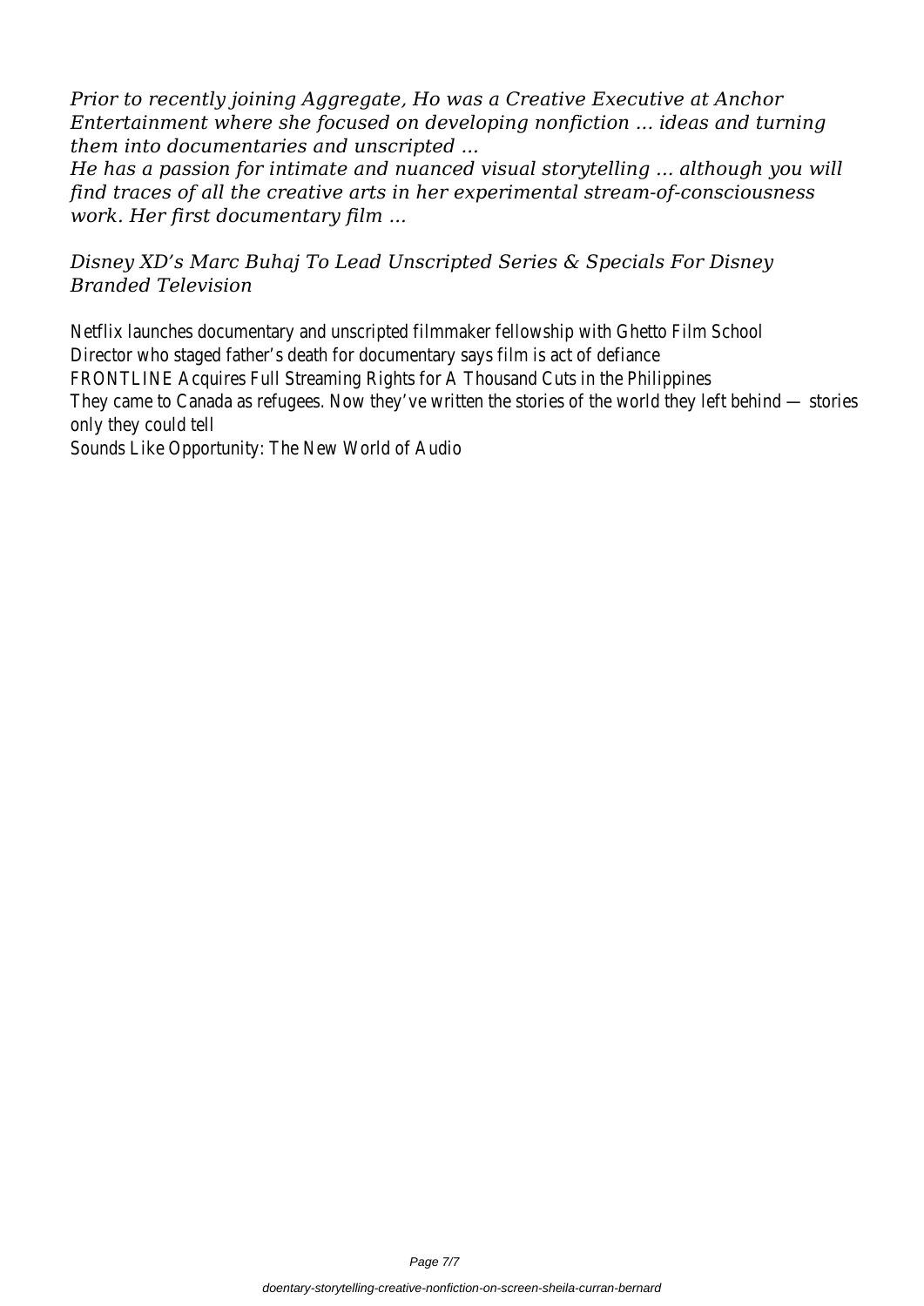*Prior to recently joining Aggregate, Ho was a Creative Executive at Anchor Entertainment where she focused on developing nonfiction ... ideas and turning them into documentaries and unscripted ...*

*He has a passion for intimate and nuanced visual storytelling ... although you will find traces of all the creative arts in her experimental stream-of-consciousness work. Her first documentary film ...*

*Disney XD's Marc Buhaj To Lead Unscripted Series & Specials For Disney Branded Television*

Netflix launches documentary and unscripted filmmaker fellowship with Ghetto Film School
Director who staged father's death for documentary says film is act of defiance
FRONTLINE Acquires Full Streaming Rights for A Thousand Cuts in the Philippines
They came to Canada as refugees. Now they've written the stories of the world they left behind — stories only they could tell
Sounds Like Opportunity: The New World of Audio